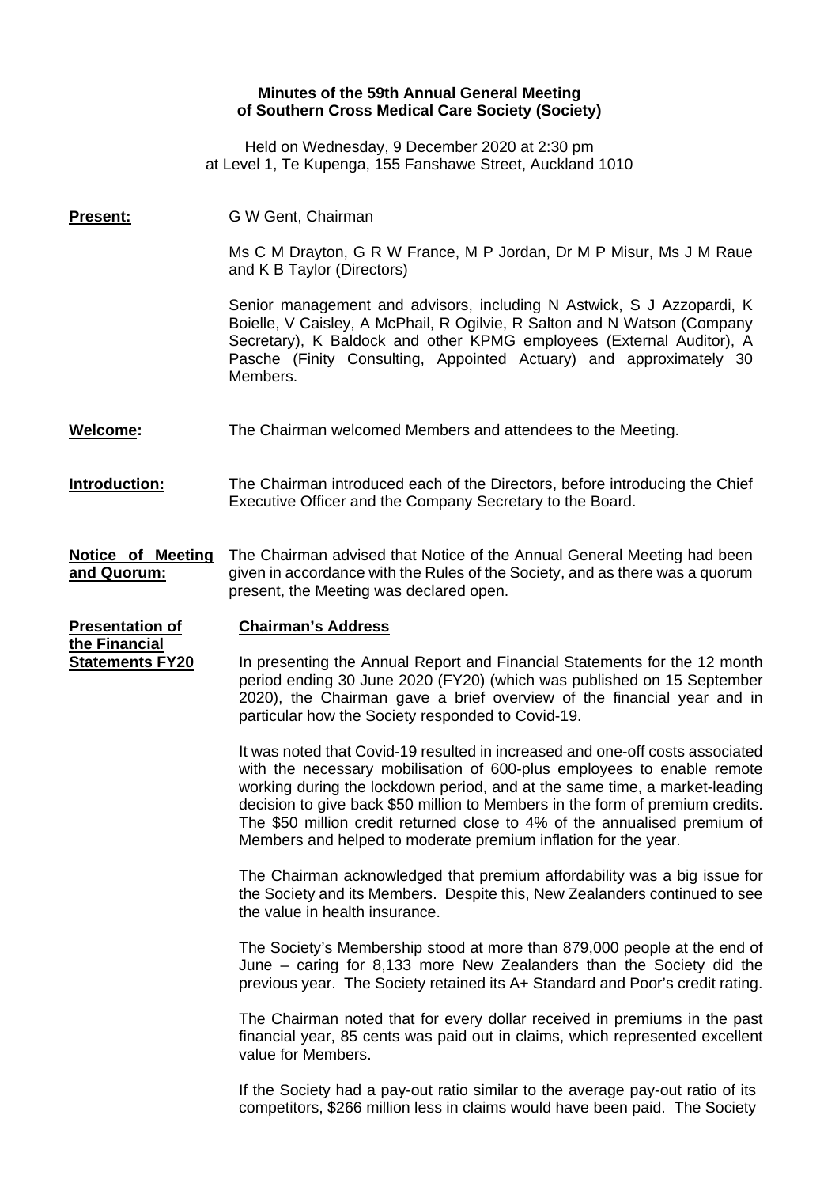**Minutes of the 59th Annual General Meeting of Southern Cross Medical Care Society (Society)**

Held on Wednesday, 9 December 2020 at 2:30 pm at Level 1, Te Kupenga, 155 Fanshawe Street, Auckland 1010

**Present:**

G W Gent, Chairman

Ms C M Drayton, G R W France, M P Jordan, Dr M P Misur, Ms J M Raue and K B Taylor (Directors)

Senior management and advisors, including N Astwick, S J Azzopardi, K Boielle, V Caisley, A McPhail, R Ogilvie, R Salton and N Watson (Company Secretary), K Baldock and other KPMG employees (External Auditor), A Pasche (Finity Consulting, Appointed Actuary) and approximately 30 Members.

**Welcome:**

The Chairman welcomed Members and attendees to the Meeting.

**Introduction:**

The Chairman introduced each of the Directors, before introducing the Chief Executive Officer and the Company Secretary to the Board.

**Notice of Meeting and Quorum:**

The Chairman advised that Notice of the Annual General Meeting had been given in accordance with the Rules of the Society, and as there was a quorum present, the Meeting was declared open.

**Presentation of the Financial Statements FY20**

**Chairman's Address**

In presenting the Annual Report and Financial Statements for the 12 month period ending 30 June 2020 (FY20) (which was published on 15 September 2020), the Chairman gave a brief overview of the financial year and in particular how the Society responded to Covid-19.

It was noted that Covid-19 resulted in increased and one-off costs associated with the necessary mobilisation of 600-plus employees to enable remote working during the lockdown period, and at the same time, a market-leading decision to give back $50 million to Members in the form of premium credits. The $50 million credit returned close to 4% of the annualised premium of Members and helped to moderate premium inflation for the year.

The Chairman acknowledged that premium affordability was a big issue for the Society and its Members. Despite this, New Zealanders continued to see the value in health insurance.

The Society's Membership stood at more than 879,000 people at the end of June – caring for 8,133 more New Zealanders than the Society did the previous year. The Society retained its A+ Standard and Poor's credit rating.

The Chairman noted that for every dollar received in premiums in the past financial year, 85 cents was paid out in claims, which represented excellent value for Members.

If the Society had a pay-out ratio similar to the average pay-out ratio of its competitors, $266 million less in claims would have been paid. The Society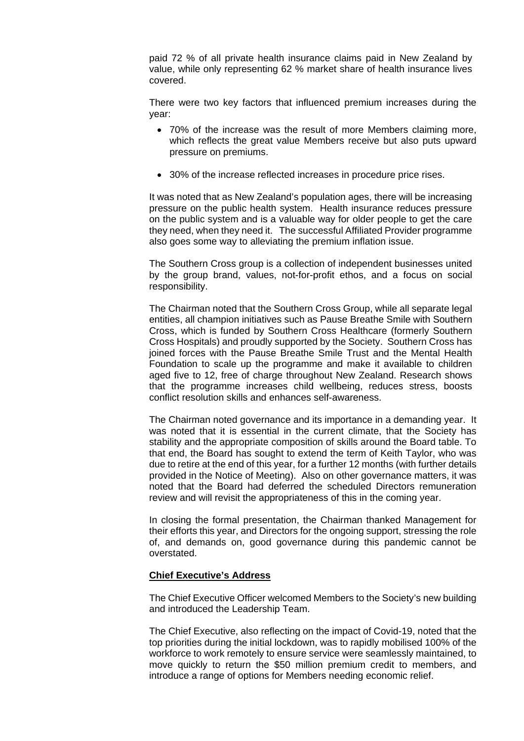paid 72 % of all private health insurance claims paid in New Zealand by value, while only representing 62 % market share of health insurance lives covered.

There were two key factors that influenced premium increases during the year:

- 70% of the increase was the result of more Members claiming more, which reflects the great value Members receive but also puts upward pressure on premiums.
- 30% of the increase reflected increases in procedure price rises.

It was noted that as New Zealand's population ages, there will be increasing pressure on the public health system. Health insurance reduces pressure on the public system and is a valuable way for older people to get the care they need, when they need it. The successful Affiliated Provider programme also goes some way to alleviating the premium inflation issue.

The Southern Cross group is a collection of independent businesses united by the group brand, values, not-for-profit ethos, and a focus on social responsibility.

The Chairman noted that the Southern Cross Group, while all separate legal entities, all champion initiatives such as Pause Breathe Smile with Southern Cross, which is funded by Southern Cross Healthcare (formerly Southern Cross Hospitals) and proudly supported by the Society. Southern Cross has joined forces with the Pause Breathe Smile Trust and the Mental Health Foundation to scale up the programme and make it available to children aged five to 12, free of charge throughout New Zealand. Research shows that the programme increases child wellbeing, reduces stress, boosts conflict resolution skills and enhances self-awareness.

The Chairman noted governance and its importance in a demanding year. It was noted that it is essential in the current climate, that the Society has stability and the appropriate composition of skills around the Board table. To that end, the Board has sought to extend the term of Keith Taylor, who was due to retire at the end of this year, for a further 12 months (with further details provided in the Notice of Meeting). Also on other governance matters, it was noted that the Board had deferred the scheduled Directors remuneration review and will revisit the appropriateness of this in the coming year.

In closing the formal presentation, the Chairman thanked Management for their efforts this year, and Directors for the ongoing support, stressing the role of, and demands on, good governance during this pandemic cannot be overstated.

**Chief Executive's Address**

The Chief Executive Officer welcomed Members to the Society's new building and introduced the Leadership Team.

The Chief Executive, also reflecting on the impact of Covid-19, noted that the top priorities during the initial lockdown, was to rapidly mobilised 100% of the workforce to work remotely to ensure service were seamlessly maintained, to move quickly to return the $50 million premium credit to members, and introduce a range of options for Members needing economic relief.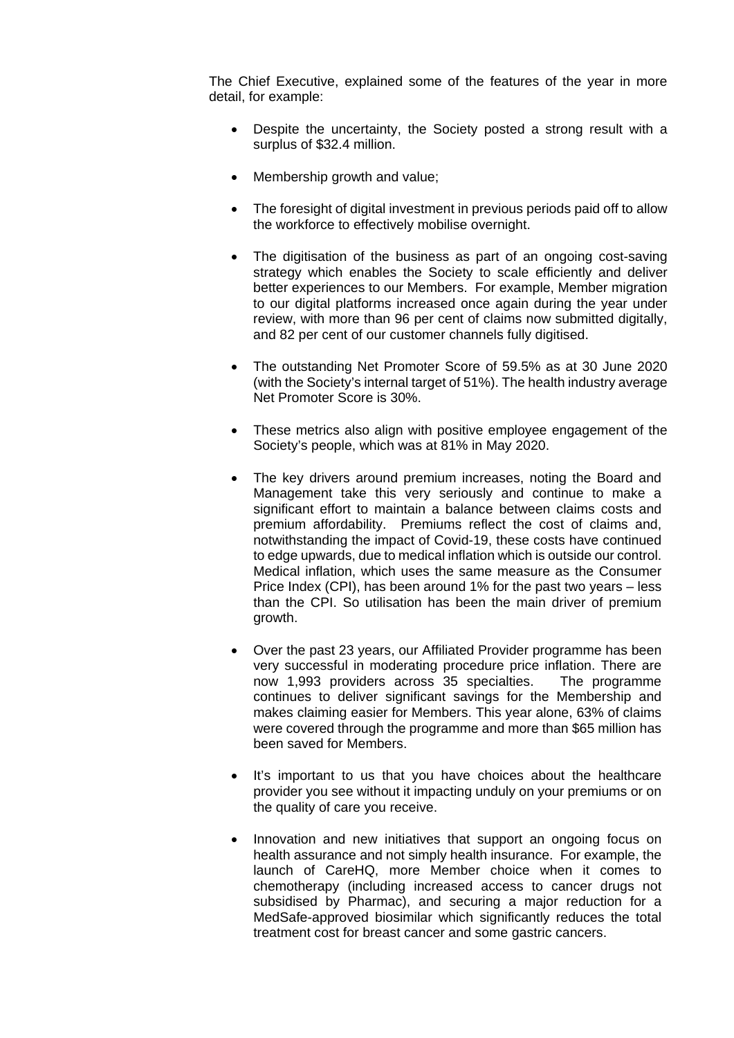The Chief Executive, explained some of the features of the year in more detail, for example:

- Despite the uncertainty, the Society posted a strong result with a surplus of $32.4 million.

- Membership growth and value;

- The foresight of digital investment in previous periods paid off to allow the workforce to effectively mobilise overnight.

- The digitisation of the business as part of an ongoing cost-saving strategy which enables the Society to scale efficiently and deliver better experiences to our Members. For example, Member migration to our digital platforms increased once again during the year under review, with more than 96 per cent of claims now submitted digitally, and 82 per cent of our customer channels fully digitised.

- The outstanding Net Promoter Score of 59.5% as at 30 June 2020 (with the Society's internal target of 51%). The health industry average Net Promoter Score is 30%.

- These metrics also align with positive employee engagement of the Society's people, which was at 81% in May 2020.

- The key drivers around premium increases, noting the Board and Management take this very seriously and continue to make a significant effort to maintain a balance between claims costs and premium affordability. Premiums reflect the cost of claims and, notwithstanding the impact of Covid-19, these costs have continued to edge upwards, due to medical inflation which is outside our control. Medical inflation, which uses the same measure as the Consumer Price Index (CPI), has been around 1% for the past two years – less than the CPI. So utilisation has been the main driver of premium growth.

- Over the past 23 years, our Affiliated Provider programme has been very successful in moderating procedure price inflation. There are now 1,993 providers across 35 specialties. The programme continues to deliver significant savings for the Membership and makes claiming easier for Members. This year alone, 63% of claims were covered through the programme and more than $65 million has been saved for Members.

- It's important to us that you have choices about the healthcare provider you see without it impacting unduly on your premiums or on the quality of care you receive.

- Innovation and new initiatives that support an ongoing focus on health assurance and not simply health insurance. For example, the launch of CareHQ, more Member choice when it comes to chemotherapy (including increased access to cancer drugs not subsidised by Pharmac), and securing a major reduction for a MedSafe-approved biosimilar which significantly reduces the total treatment cost for breast cancer and some gastric cancers.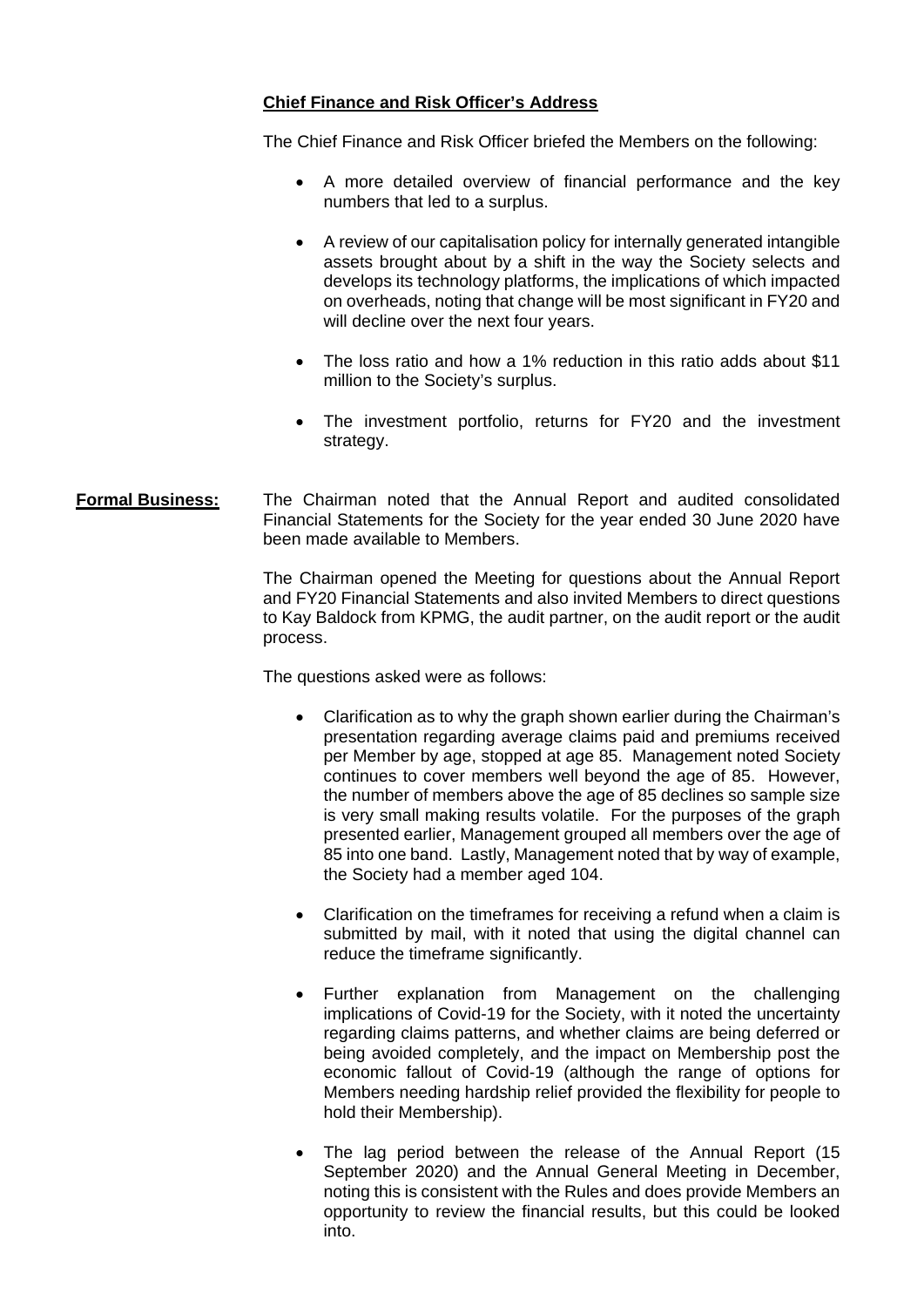**Chief Finance and Risk Officer's Address**

The Chief Finance and Risk Officer briefed the Members on the following:

- A more detailed overview of financial performance and the key numbers that led to a surplus.
- A review of our capitalisation policy for internally generated intangible assets brought about by a shift in the way the Society selects and develops its technology platforms, the implications of which impacted on overheads, noting that change will be most significant in FY20 and will decline over the next four years.
- The loss ratio and how a 1% reduction in this ratio adds about $11 million to the Society's surplus.
- The investment portfolio, returns for FY20 and the investment strategy.

**Formal Business:** The Chairman noted that the Annual Report and audited consolidated Financial Statements for the Society for the year ended 30 June 2020 have been made available to Members.

The Chairman opened the Meeting for questions about the Annual Report and FY20 Financial Statements and also invited Members to direct questions to Kay Baldock from KPMG, the audit partner, on the audit report or the audit process.

The questions asked were as follows:

- Clarification as to why the graph shown earlier during the Chairman's presentation regarding average claims paid and premiums received per Member by age, stopped at age 85. Management noted Society continues to cover members well beyond the age of 85. However, the number of members above the age of 85 declines so sample size is very small making results volatile. For the purposes of the graph presented earlier, Management grouped all members over the age of 85 into one band. Lastly, Management noted that by way of example, the Society had a member aged 104.
- Clarification on the timeframes for receiving a refund when a claim is submitted by mail, with it noted that using the digital channel can reduce the timeframe significantly.
- Further explanation from Management on the challenging implications of Covid-19 for the Society, with it noted the uncertainty regarding claims patterns, and whether claims are being deferred or being avoided completely, and the impact on Membership post the economic fallout of Covid-19 (although the range of options for Members needing hardship relief provided the flexibility for people to hold their Membership).
- The lag period between the release of the Annual Report (15 September 2020) and the Annual General Meeting in December, noting this is consistent with the Rules and does provide Members an opportunity to review the financial results, but this could be looked into.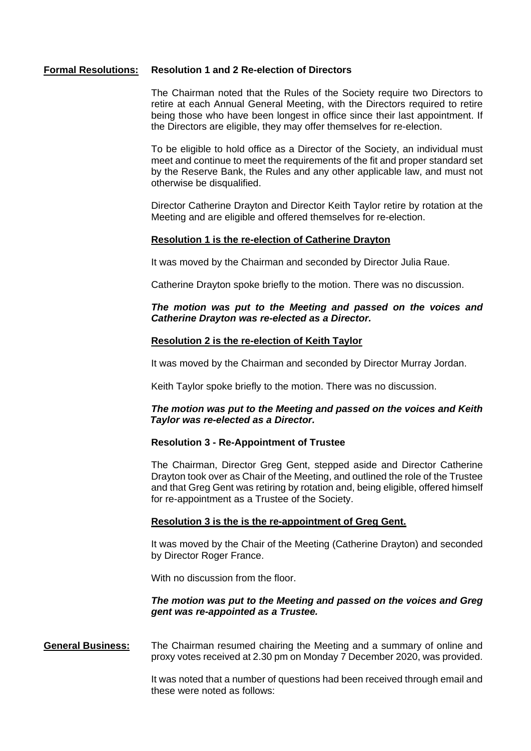**Formal Resolutions:** **Resolution 1 and 2 Re-election of Directors**

The Chairman noted that the Rules of the Society require two Directors to retire at each Annual General Meeting, with the Directors required to retire being those who have been longest in office since their last appointment. If the Directors are eligible, they may offer themselves for re-election.

To be eligible to hold office as a Director of the Society, an individual must meet and continue to meet the requirements of the fit and proper standard set by the Reserve Bank, the Rules and any other applicable law, and must not otherwise be disqualified.

Director Catherine Drayton and Director Keith Taylor retire by rotation at the Meeting and are eligible and offered themselves for re-election.

**Resolution 1 is the re-election of Catherine Drayton**

It was moved by the Chairman and seconded by Director Julia Raue.

Catherine Drayton spoke briefly to the motion. There was no discussion.

***The motion was put to the Meeting and passed on the voices and Catherine Drayton was re-elected as a Director.***

**Resolution 2 is the re-election of Keith Taylor**

It was moved by the Chairman and seconded by Director Murray Jordan.

Keith Taylor spoke briefly to the motion. There was no discussion.

***The motion was put to the Meeting and passed on the voices and Keith Taylor was re-elected as a Director.***

**Resolution 3 - Re-Appointment of Trustee**

The Chairman, Director Greg Gent, stepped aside and Director Catherine Drayton took over as Chair of the Meeting, and outlined the role of the Trustee and that Greg Gent was retiring by rotation and, being eligible, offered himself for re-appointment as a Trustee of the Society.

**Resolution 3 is the is the re-appointment of Greg Gent.**

It was moved by the Chair of the Meeting (Catherine Drayton) and seconded by Director Roger France.

With no discussion from the floor.

***The motion was put to the Meeting and passed on the voices and Greg gent was re-appointed as a Trustee.***

**General Business:** The Chairman resumed chairing the Meeting and a summary of online and proxy votes received at 2.30 pm on Monday 7 December 2020, was provided.

It was noted that a number of questions had been received through email and these were noted as follows: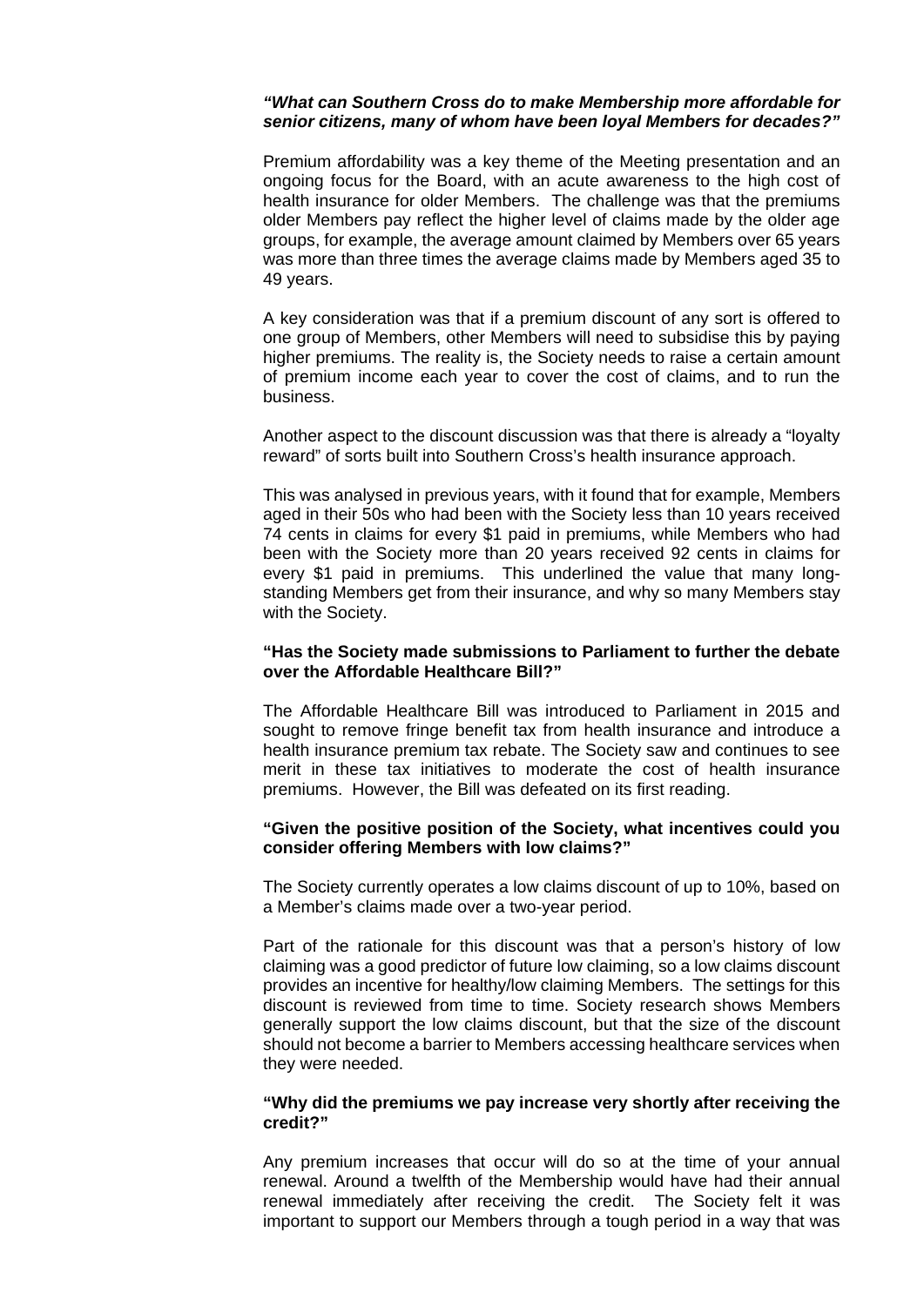***"What can Southern Cross do to make Membership more affordable for senior citizens, many of whom have been loyal Members for decades?"***

Premium affordability was a key theme of the Meeting presentation and an ongoing focus for the Board, with an acute awareness to the high cost of health insurance for older Members. The challenge was that the premiums older Members pay reflect the higher level of claims made by the older age groups, for example, the average amount claimed by Members over 65 years was more than three times the average claims made by Members aged 35 to 49 years.

A key consideration was that if a premium discount of any sort is offered to one group of Members, other Members will need to subsidise this by paying higher premiums. The reality is, the Society needs to raise a certain amount of premium income each year to cover the cost of claims, and to run the business.

Another aspect to the discount discussion was that there is already a "loyalty reward" of sorts built into Southern Cross's health insurance approach.

This was analysed in previous years, with it found that for example, Members aged in their 50s who had been with the Society less than 10 years received 74 cents in claims for every $1 paid in premiums, while Members who had been with the Society more than 20 years received 92 cents in claims for every $1 paid in premiums. This underlined the value that many long-standing Members get from their insurance, and why so many Members stay with the Society.

**"Has the Society made submissions to Parliament to further the debate over the Affordable Healthcare Bill?"**

The Affordable Healthcare Bill was introduced to Parliament in 2015 and sought to remove fringe benefit tax from health insurance and introduce a health insurance premium tax rebate. The Society saw and continues to see merit in these tax initiatives to moderate the cost of health insurance premiums. However, the Bill was defeated on its first reading.

**"Given the positive position of the Society, what incentives could you consider offering Members with low claims?"**

The Society currently operates a low claims discount of up to 10%, based on a Member's claims made over a two-year period.

Part of the rationale for this discount was that a person's history of low claiming was a good predictor of future low claiming, so a low claims discount provides an incentive for healthy/low claiming Members. The settings for this discount is reviewed from time to time. Society research shows Members generally support the low claims discount, but that the size of the discount should not become a barrier to Members accessing healthcare services when they were needed.

**"Why did the premiums we pay increase very shortly after receiving the credit?"**

Any premium increases that occur will do so at the time of your annual renewal. Around a twelfth of the Membership would have had their annual renewal immediately after receiving the credit. The Society felt it was important to support our Members through a tough period in a way that was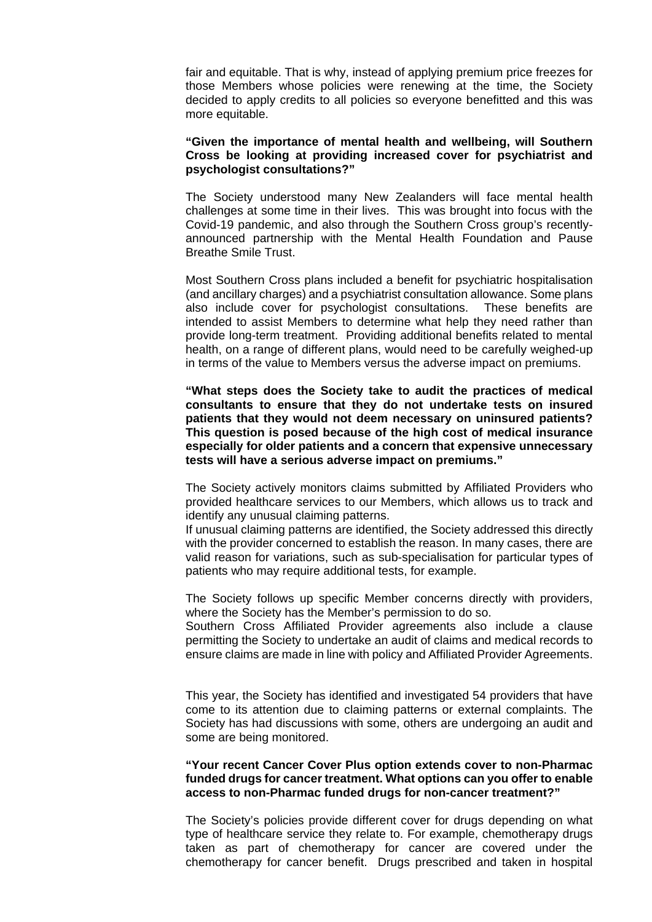fair and equitable. That is why, instead of applying premium price freezes for those Members whose policies were renewing at the time, the Society decided to apply credits to all policies so everyone benefitted and this was more equitable.

**"Given the importance of mental health and wellbeing, will Southern Cross be looking at providing increased cover for psychiatrist and psychologist consultations?"**

The Society understood many New Zealanders will face mental health challenges at some time in their lives. This was brought into focus with the Covid-19 pandemic, and also through the Southern Cross group's recently-announced partnership with the Mental Health Foundation and Pause Breathe Smile Trust.

Most Southern Cross plans included a benefit for psychiatric hospitalisation (and ancillary charges) and a psychiatrist consultation allowance. Some plans also include cover for psychologist consultations. These benefits are intended to assist Members to determine what help they need rather than provide long-term treatment. Providing additional benefits related to mental health, on a range of different plans, would need to be carefully weighed-up in terms of the value to Members versus the adverse impact on premiums.

**"What steps does the Society take to audit the practices of medical consultants to ensure that they do not undertake tests on insured patients that they would not deem necessary on uninsured patients? This question is posed because of the high cost of medical insurance especially for older patients and a concern that expensive unnecessary tests will have a serious adverse impact on premiums."**

The Society actively monitors claims submitted by Affiliated Providers who provided healthcare services to our Members, which allows us to track and identify any unusual claiming patterns.
If unusual claiming patterns are identified, the Society addressed this directly with the provider concerned to establish the reason. In many cases, there are valid reason for variations, such as sub-specialisation for particular types of patients who may require additional tests, for example.

The Society follows up specific Member concerns directly with providers, where the Society has the Member's permission to do so.
Southern Cross Affiliated Provider agreements also include a clause permitting the Society to undertake an audit of claims and medical records to ensure claims are made in line with policy and Affiliated Provider Agreements.

This year, the Society has identified and investigated 54 providers that have come to its attention due to claiming patterns or external complaints. The Society has had discussions with some, others are undergoing an audit and some are being monitored.

**"Your recent Cancer Cover Plus option extends cover to non-Pharmac funded drugs for cancer treatment. What options can you offer to enable access to non-Pharmac funded drugs for non-cancer treatment?"**

The Society's policies provide different cover for drugs depending on what type of healthcare service they relate to. For example, chemotherapy drugs taken as part of chemotherapy for cancer are covered under the chemotherapy for cancer benefit. Drugs prescribed and taken in hospital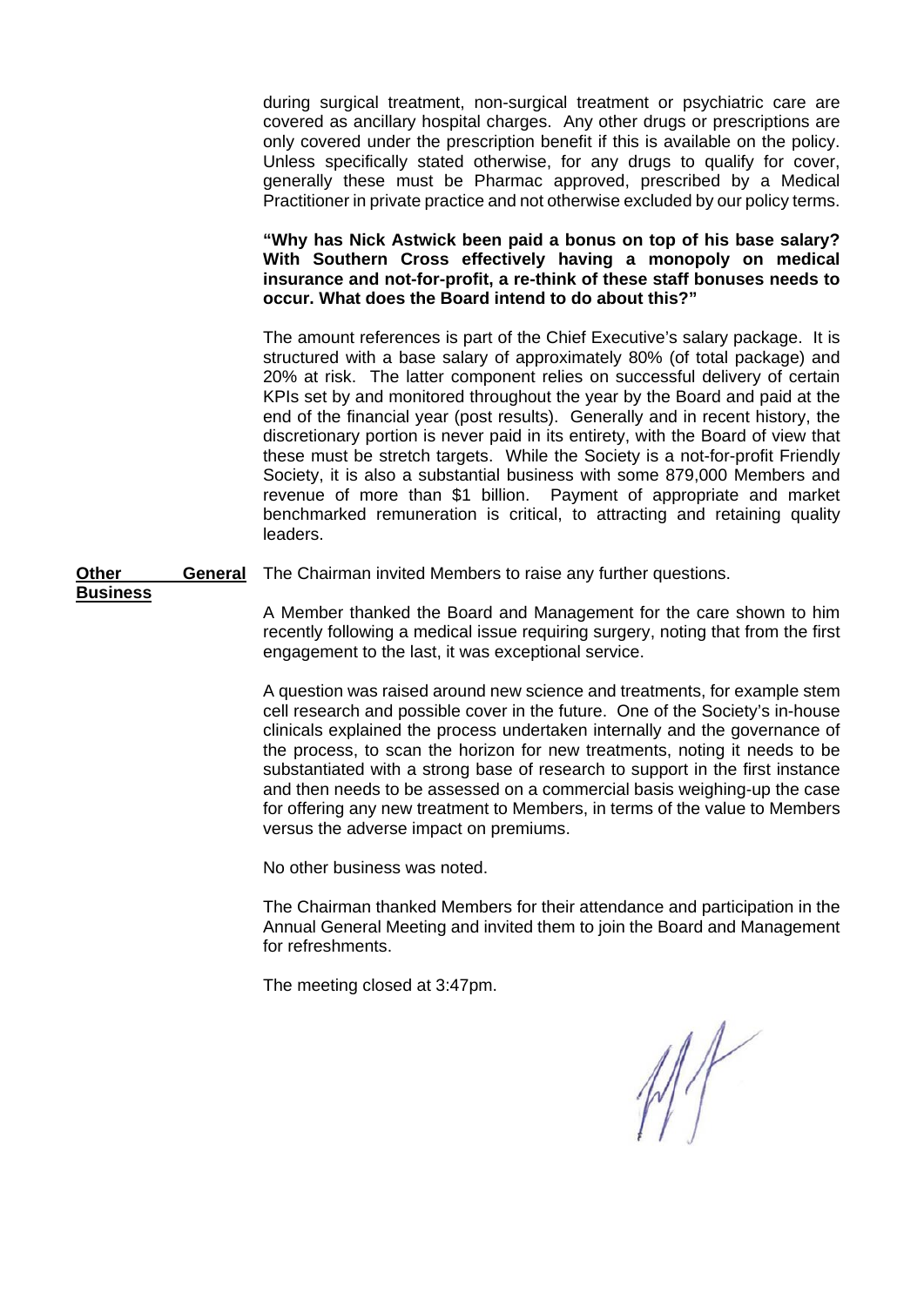during surgical treatment, non-surgical treatment or psychiatric care are covered as ancillary hospital charges. Any other drugs or prescriptions are only covered under the prescription benefit if this is available on the policy. Unless specifically stated otherwise, for any drugs to qualify for cover, generally these must be Pharmac approved, prescribed by a Medical Practitioner in private practice and not otherwise excluded by our policy terms.

**"Why has Nick Astwick been paid a bonus on top of his base salary? With Southern Cross effectively having a monopoly on medical insurance and not-for-profit, a re-think of these staff bonuses needs to occur. What does the Board intend to do about this?"**

The amount references is part of the Chief Executive's salary package. It is structured with a base salary of approximately 80% (of total package) and 20% at risk. The latter component relies on successful delivery of certain KPIs set by and monitored throughout the year by the Board and paid at the end of the financial year (post results). Generally and in recent history, the discretionary portion is never paid in its entirety, with the Board of view that these must be stretch targets. While the Society is a not-for-profit Friendly Society, it is also a substantial business with some 879,000 Members and revenue of more than $1 billion. Payment of appropriate and market benchmarked remuneration is critical, to attracting and retaining quality leaders.

**Other General Business**

The Chairman invited Members to raise any further questions.

A Member thanked the Board and Management for the care shown to him recently following a medical issue requiring surgery, noting that from the first engagement to the last, it was exceptional service.

A question was raised around new science and treatments, for example stem cell research and possible cover in the future. One of the Society's in-house clinicals explained the process undertaken internally and the governance of the process, to scan the horizon for new treatments, noting it needs to be substantiated with a strong base of research to support in the first instance and then needs to be assessed on a commercial basis weighing-up the case for offering any new treatment to Members, in terms of the value to Members versus the adverse impact on premiums.

No other business was noted.

The Chairman thanked Members for their attendance and participation in the Annual General Meeting and invited them to join the Board and Management for refreshments.

The meeting closed at 3:47pm.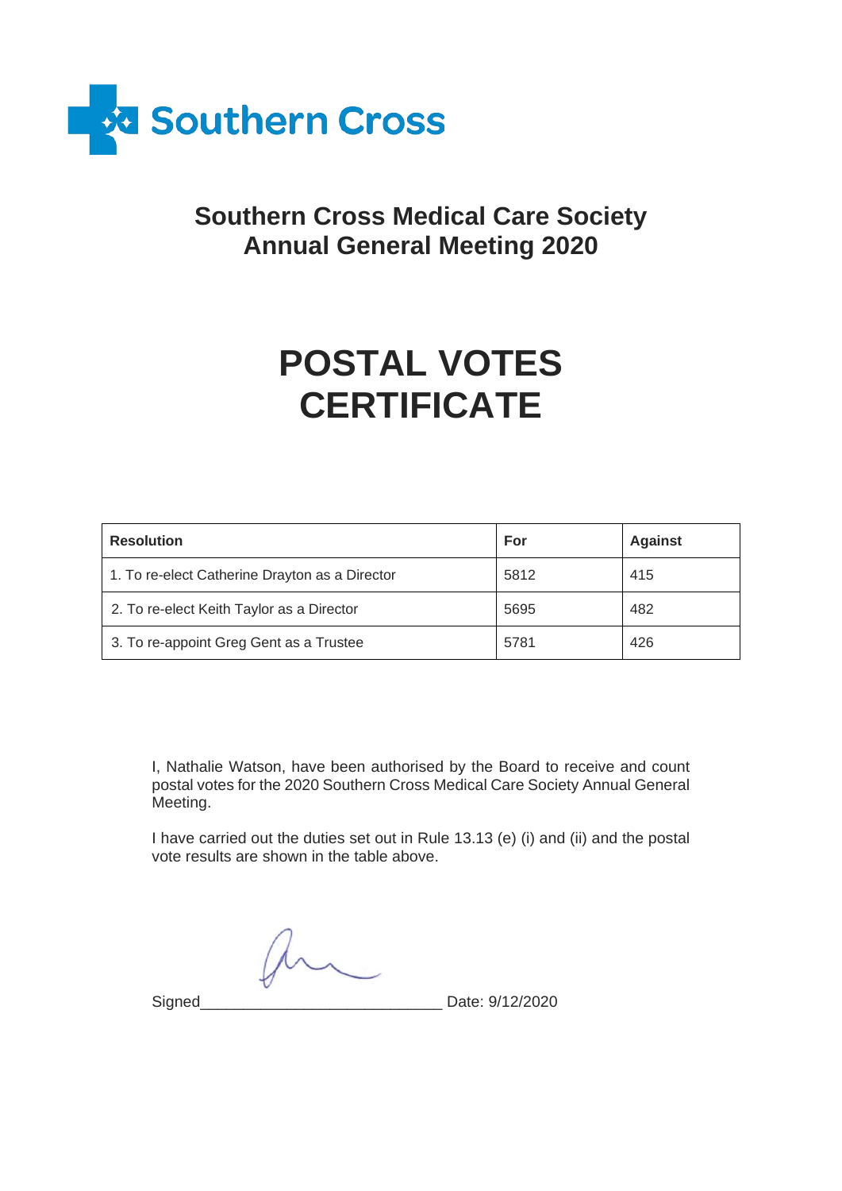Southern Cross

## Southern Cross Medical Care Society
## Annual General Meeting 2020

# POSTAL VOTES CERTIFICATE

| Resolution | For | Against |
|---|---|---|
| 1. To re-elect Catherine Drayton as a Director | 5812 | 415 |
| 2. To re-elect Keith Taylor as a Director | 5695 | 482 |
| 3. To re-appoint Greg Gent as a Trustee | 5781 | 426 |

I, Nathalie Watson, have been authorised by the Board to receive and count postal votes for the 2020 Southern Cross Medical Care Society Annual General Meeting.

I have carried out the duties set out in Rule 13.13 (e) (i) and (ii) and the postal vote results are shown in the table above.

Signed____________________________ Date: 9/12/2020